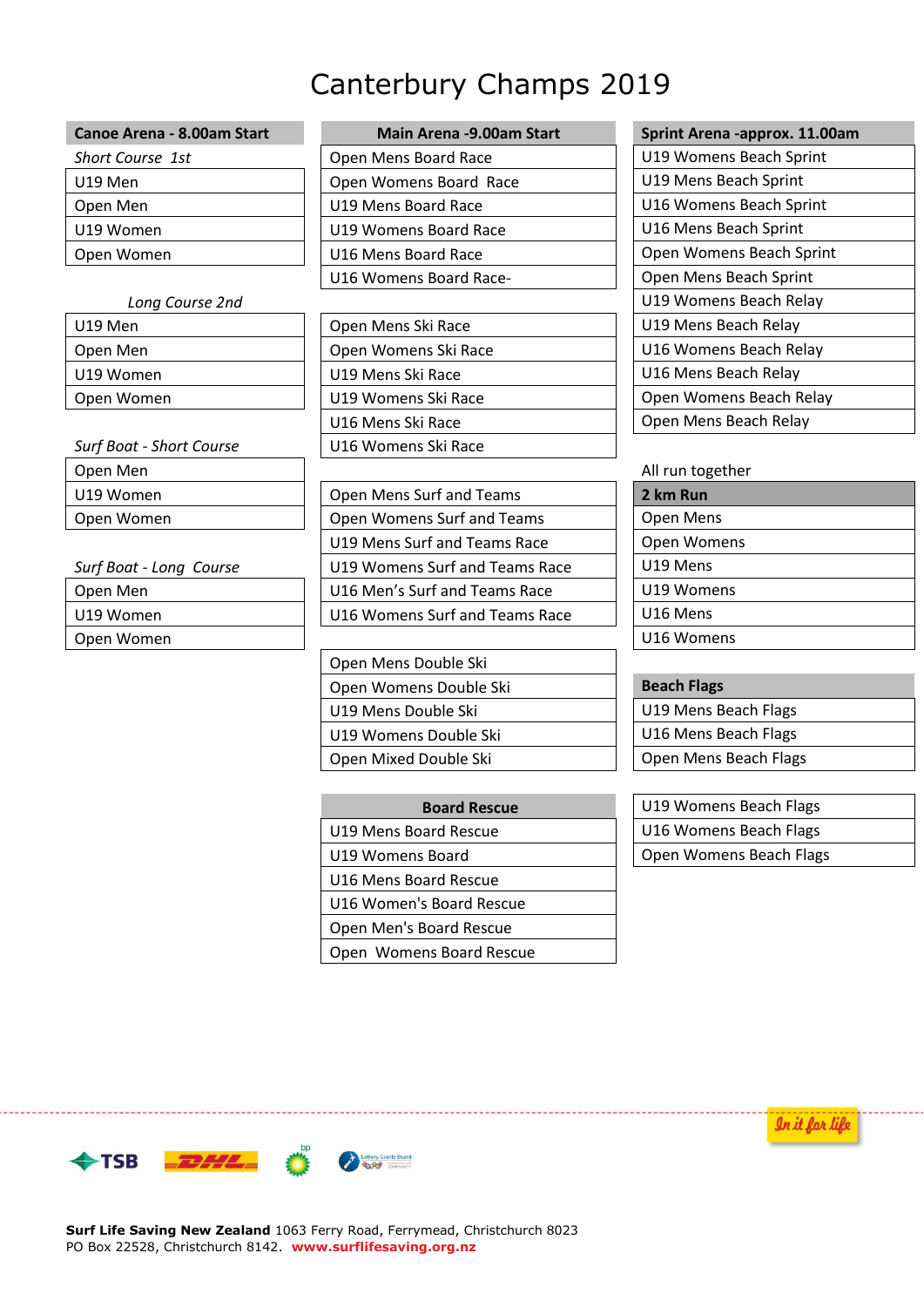# Canterbury Champs 2019

| Canoe Arena - 8.00am Start |
|---|
| *Short Course 1st* |
| U19 Men |
| Open Men |
| U19 Women |
| Open Women |

*Long Course 2nd*

| | |
|---|---|
| U19 Men |
| Open Men |
| U19 Women |
| Open Women |

*Surf Boat - Short Course*

| | |
|---|---|
| Open Men |
| U19 Women |
| Open Women |

*Surf Boat - Long Course*

| | |
|---|---|
| Open Men |
| U19 Women |
| Open Women |

| Main Arena -9.00am Start |
|---|
| Open Mens Board Race |
| Open Womens Board Race |
| U19 Mens Board Race |
| U19 Womens Board Race |
| U16 Mens Board Race |
| U16 Womens Board Race- |

| | |
|---|---|
| Open Mens Ski Race |
| Open Womens Ski Race |
| U19 Mens Ski Race |
| U19 Womens Ski Race |
| U16 Mens Ski Race |
| U16 Womens Ski Race |

| | |
|---|---|
| Open Mens Surf and Teams |
| Open Womens Surf and Teams |
| U19 Mens Surf and Teams Race |
| U19 Womens Surf and Teams Race |
| U16 Men's Surf and Teams Race |
| U16 Womens Surf and Teams Race |

| | |
|---|---|
| Open Mens Double Ski |
| Open Womens Double Ski |
| U19 Mens Double Ski |
| U19 Womens Double Ski |
| Open Mixed Double Ski |

| Board Rescue |
|---|
| U19 Mens Board Rescue |
| U19 Womens Board |
| U16 Mens Board Rescue |
| U16 Women's Board Rescue |
| Open Men's Board Rescue |
| Open Womens Board Rescue |

| Sprint Arena -approx. 11.00am |
|---|
| U19 Womens Beach Sprint |
| U19 Mens Beach Sprint |
| U16 Womens Beach Sprint |
| U16 Mens Beach Sprint |
| Open Womens Beach Sprint |
| Open Mens Beach Sprint |
| U19 Womens Beach Relay |
| U19 Mens Beach Relay |
| U16 Womens Beach Relay |
| U16 Mens Beach Relay |
| Open Womens Beach Relay |
| Open Mens Beach Relay |

All run together

| 2 km Run |
|---|
| Open Mens |
| Open Womens |
| U19 Mens |
| U19 Womens |
| U16 Mens |
| U16 Womens |

| Beach Flags |
|---|
| U19 Mens Beach Flags |
| U16 Mens Beach Flags |
| Open Mens Beach Flags |

| | |
|---|---|
| U19 Womens Beach Flags |
| U16 Womens Beach Flags |
| Open Womens Beach Flags |

In it for life

**Surf Life Saving New Zealand** 1063 Ferry Road, Ferrymead, Christchurch 8023
PO Box 22528, Christchurch 8142. **www.surflifesaving.org.nz**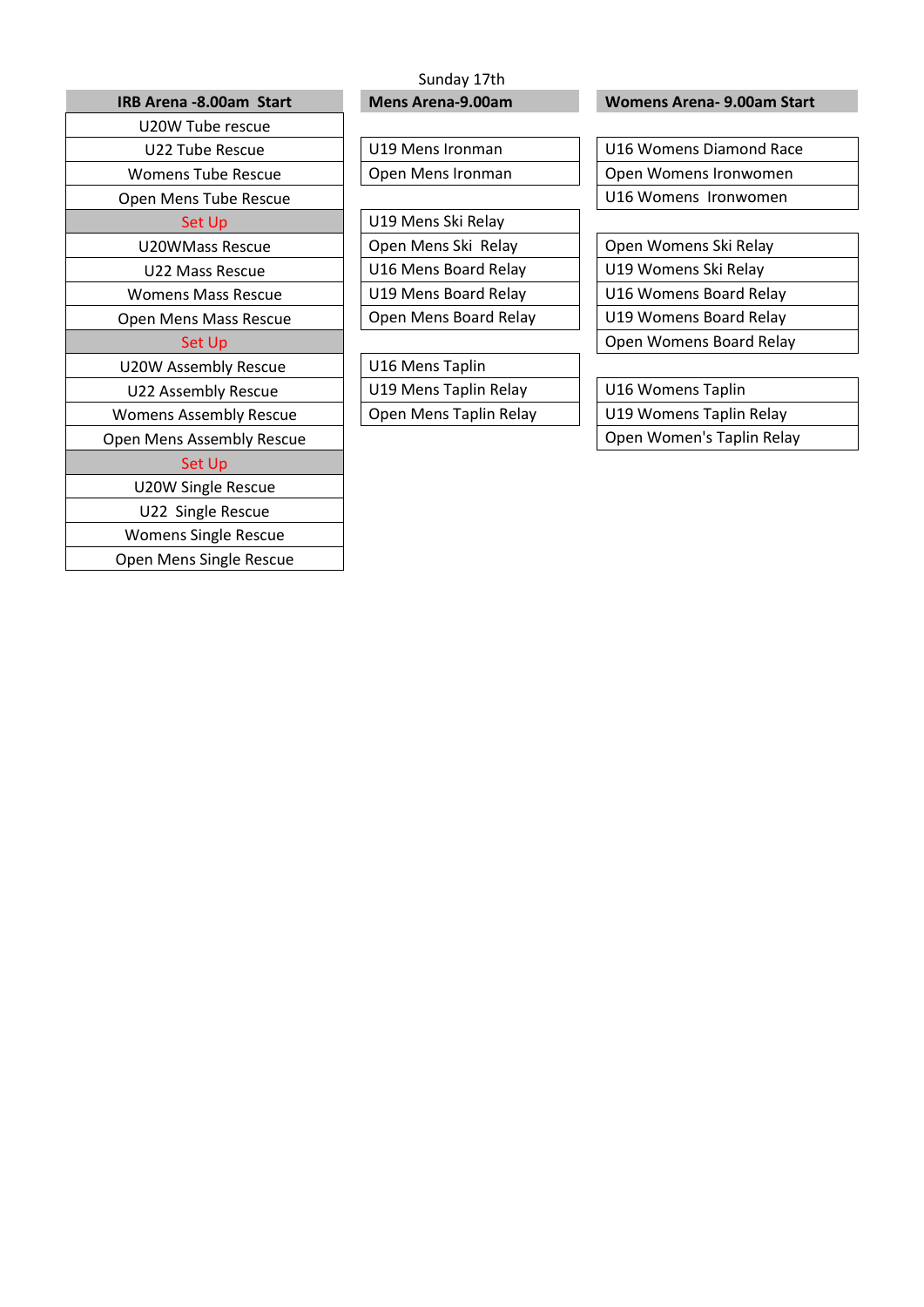Sunday 17th

| IRB Arena -8.00am Start | Mens Arena-9.00am | Womens Arena- 9.00am Start |
|---|---|---|
| U20W Tube rescue | | |
| U22 Tube Rescue | U19 Mens Ironman | U16 Womens Diamond Race |
| Womens Tube Rescue | Open Mens Ironman | Open Womens Ironwomen |
| Open Mens Tube Rescue | | U16 Womens Ironwomen |
| Set Up | U19 Mens Ski Relay | |
| U20WMass Rescue | Open Mens Ski Relay | Open Womens Ski Relay |
| U22 Mass Rescue | U16 Mens Board Relay | U19 Womens Ski Relay |
| Womens Mass Rescue | U19 Mens Board Relay | U16 Womens Board Relay |
| Open Mens Mass Rescue | Open Mens Board Relay | U19 Womens Board Relay |
| Set Up | | Open Womens Board Relay |
| U20W Assembly Rescue | U16 Mens Taplin | |
| U22 Assembly Rescue | U19 Mens Taplin Relay | U16 Womens Taplin |
| Womens Assembly Rescue | Open Mens Taplin Relay | U19 Womens Taplin Relay |
| Open Mens Assembly Rescue | | Open Women's Taplin Relay |
| Set Up | | |
| U20W Single Rescue | | |
| U22 Single Rescue | | |
| Womens Single Rescue | | |
| Open Mens Single Rescue | | |